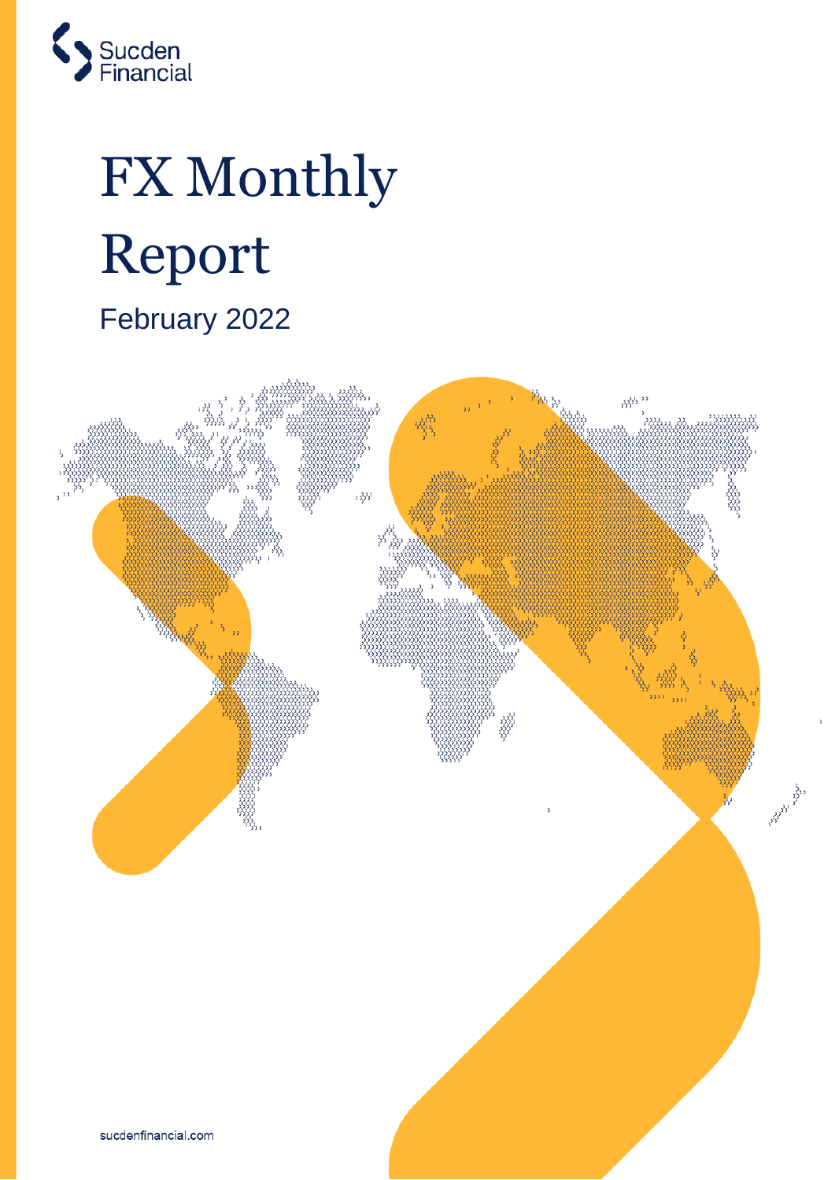Sucden Financial

# FX Monthly Report

February 2022

sucdenfinancial.com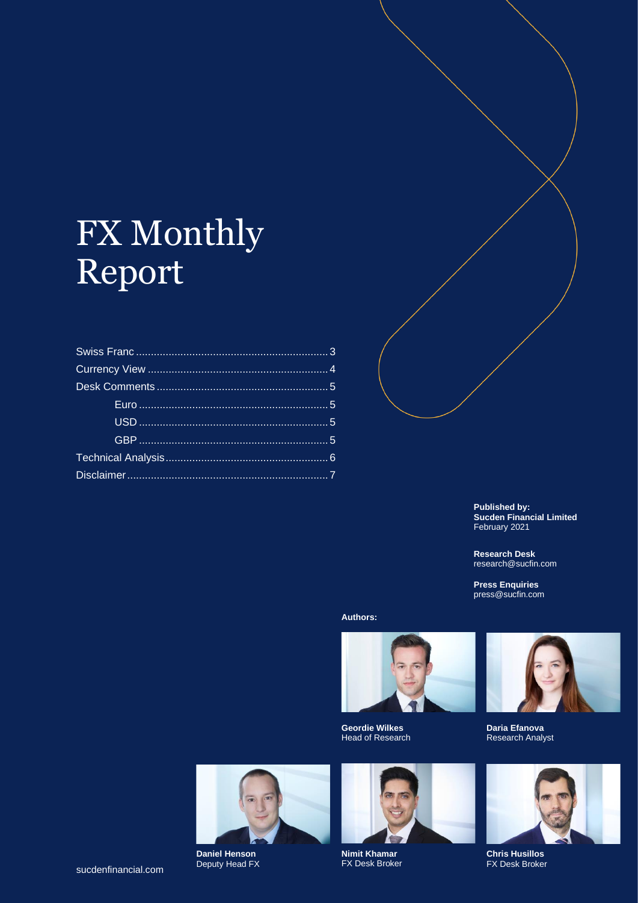# FX Monthly Report

- Swiss Franc ........................................................ 3
- Currency View ..................................................... 4
- Desk Comments .................................................... 5
  - Euro ............................................................... 5
  - USD ............................................................... 5
  - GBP ............................................................... 5
- Technical Analysis ................................................ 6
- Disclaimer ............................................................ 7

**Published by:**
**Sucden Financial Limited**
February 2021

**Research Desk**
research@sucfin.com

**Press Enquiries**
press@sucfin.com

**Authors:**

**Geordie Wilkes**
Head of Research

**Daria Efanova**
Research Analyst

**Daniel Henson**
Deputy Head FX

**Nimit Khamar**
FX Desk Broker

**Chris Husillos**
FX Desk Broker

sucdenfinancial.com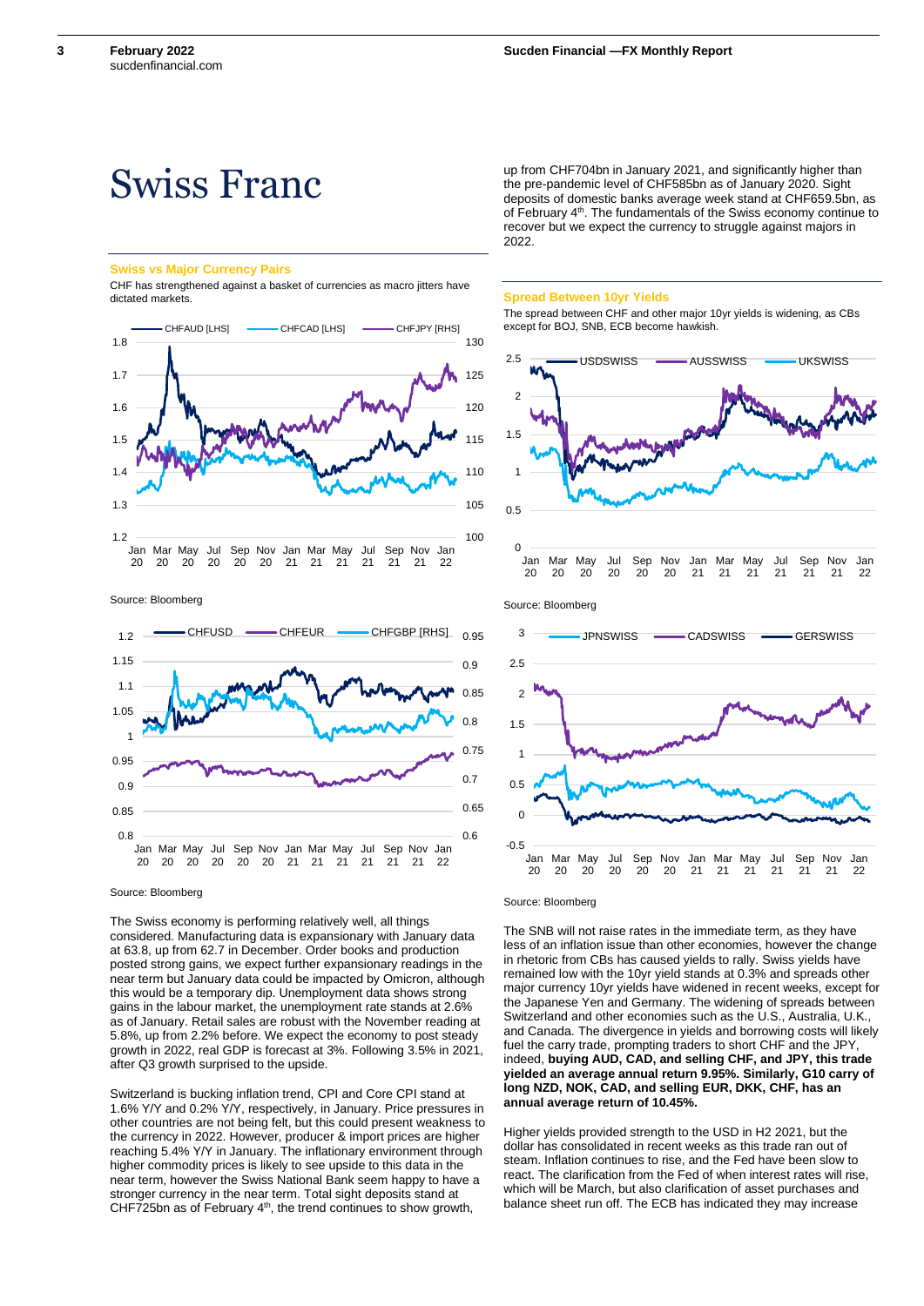# Swiss Franc

### Swiss vs Major Currency Pairs

CHF has strengthened against a basket of currencies as macro jitters have dictated markets.

Source: Bloomberg

Source: Bloomberg

The Swiss economy is performing relatively well, all things considered. Manufacturing data is expansionary with January data at 63.8, up from 62.7 in December. Order books and production posted strong gains, we expect further expansionary readings in the near term but January data could be impacted by Omicron, although this would be a temporary dip. Unemployment data shows strong gains in the labour market, the unemployment rate stands at 2.6% as of January. Retail sales are robust with the November reading at 5.8%, up from 2.2% before. We expect the economy to post steady growth in 2022, real GDP is forecast at 3%. Following 3.5% in 2021, after Q3 growth surprised to the upside.

Switzerland is bucking inflation trend, CPI and Core CPI stand at 1.6% Y/Y and 0.2% Y/Y, respectively, in January. Price pressures in other countries are not being felt, but this could present weakness to the currency in 2022. However, producer & import prices are higher reaching 5.4% Y/Y in January. The inflationary environment through higher commodity prices is likely to see upside to this data in the near term, however the Swiss National Bank seem happy to have a stronger currency in the near term. Total sight deposits stand at CHF725bn as of February 4th, the trend continues to show growth, up from CHF704bn in January 2021, and significantly higher than the pre-pandemic level of CHF585bn as of January 2020. Sight deposits of domestic banks average week stand at CHF659.5bn, as of February 4th. The fundamentals of the Swiss economy continue to recover but we expect the currency to struggle against majors in 2022.

### Spread Between 10yr Yields

The spread between CHF and other major 10yr yields is widening, as CBs except for BOJ, SNB, ECB become hawkish.

Source: Bloomberg

Source: Bloomberg

The SNB will not raise rates in the immediate term, as they have less of an inflation issue than other economies, however the change in rhetoric from CBs has caused yields to rally. Swiss yields have remained low with the 10yr yield stands at 0.3% and spreads other major currency 10yr yields have widened in recent weeks, except for the Japanese Yen and Germany. The widening of spreads between Switzerland and other economies such as the U.S., Australia, U.K., and Canada. The divergence in yields and borrowing costs will likely fuel the carry trade, prompting traders to short CHF and the JPY, indeed, **buying AUD, CAD, and selling CHF, and JPY, this trade yielded an average annual return 9.95%. Similarly, G10 carry of long NZD, NOK, CAD, and selling EUR, DKK, CHF, has an annual average return of 10.45%.**

Higher yields provided strength to the USD in H2 2021, but the dollar has consolidated in recent weeks as this trade ran out of steam. Inflation continues to rise, and the Fed have been slow to react. The clarification from the Fed of when interest rates will rise, which will be March, but also clarification of asset purchases and balance sheet run off. The ECB has indicated they may increase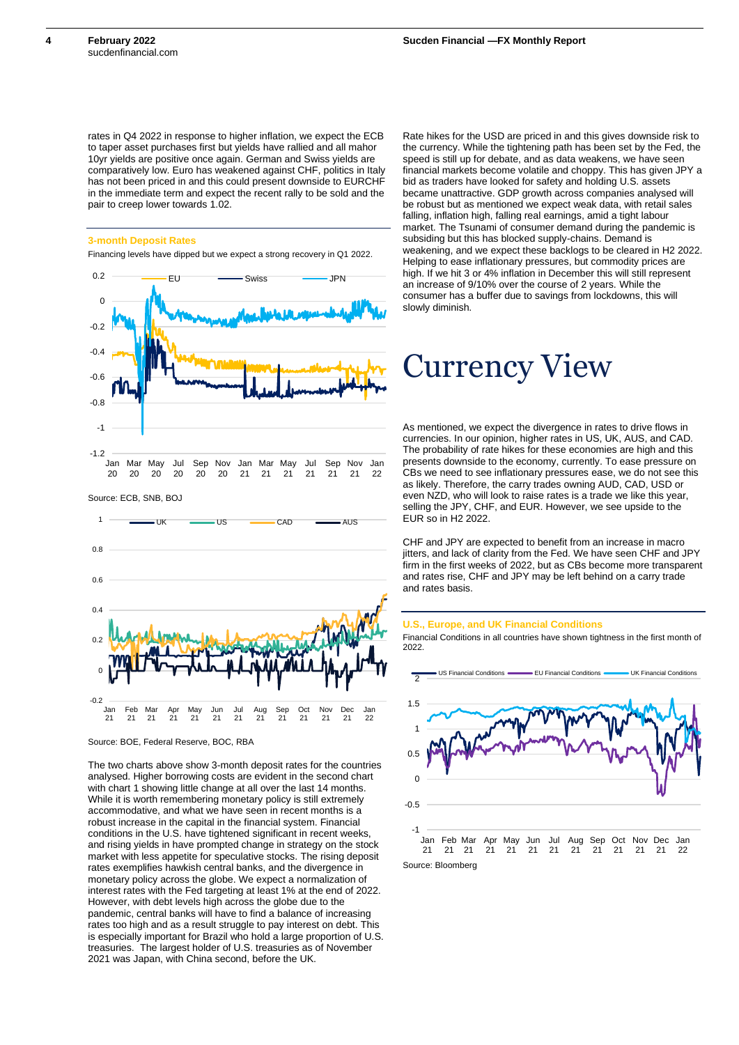rates in Q4 2022 in response to higher inflation, we expect the ECB to taper asset purchases first but yields have rallied and all mahor 10yr yields are positive once again. German and Swiss yields are comparatively low. Euro has weakened against CHF, politics in Italy has not been priced in and this could present downside to EURCHF in the immediate term and expect the recent rally to be sold and the pair to creep lower towards 1.02.

**3-month Deposit Rates**

Financing levels have dipped but we expect a strong recovery in Q1 2022.

Source: ECB, SNB, BOJ

Source: BOE, Federal Reserve, BOC, RBA

The two charts above show 3-month deposit rates for the countries analysed. Higher borrowing costs are evident in the second chart with chart 1 showing little change at all over the last 14 months. While it is worth remembering monetary policy is still extremely accommodative, and what we have seen in recent months is a robust increase in the capital in the financial system. Financial conditions in the U.S. have tightened significant in recent weeks, and rising yields in have prompted change in strategy on the stock market with less appetite for speculative stocks. The rising deposit rates exemplifies hawkish central banks, and the divergence in monetary policy across the globe. We expect a normalization of interest rates with the Fed targeting at least 1% at the end of 2022. However, with debt levels high across the globe due to the pandemic, central banks will have to find a balance of increasing rates too high and as a result struggle to pay interest on debt. This is especially important for Brazil who hold a large proportion of U.S. treasuries. The largest holder of U.S. treasuries as of November 2021 was Japan, with China second, before the UK.

Rate hikes for the USD are priced in and this gives downside risk to the currency. While the tightening path has been set by the Fed, the speed is still up for debate, and as data weakens, we have seen financial markets become volatile and choppy. This has given JPY a bid as traders have looked for safety and holding U.S. assets became unattractive. GDP growth across companies analysed will be robust but as mentioned we expect weak data, with retail sales falling, inflation high, falling real earnings, amid a tight labour market. The Tsunami of consumer demand during the pandemic is subsiding but this has blocked supply-chains. Demand is weakening, and we expect these backlogs to be cleared in H2 2022. Helping to ease inflationary pressures, but commodity prices are high. If we hit 3 or 4% inflation in December this will still represent an increase of 9/10% over the course of 2 years. While the consumer has a buffer due to savings from lockdowns, this will slowly diminish.

# Currency View

As mentioned, we expect the divergence in rates to drive flows in currencies. In our opinion, higher rates in US, UK, AUS, and CAD. The probability of rate hikes for these economies are high and this presents downside to the economy, currently. To ease pressure on CBs we need to see inflationary pressures ease, we do not see this as likely. Therefore, the carry trades owning AUD, CAD, USD or even NZD, who will look to raise rates is a trade we like this year, selling the JPY, CHF, and EUR. However, we see upside to the EUR so in H2 2022.

CHF and JPY are expected to benefit from an increase in macro jitters, and lack of clarity from the Fed. We have seen CHF and JPY firm in the first weeks of 2022, but as CBs become more transparent and rates rise, CHF and JPY may be left behind on a carry trade and rates basis.

**U.S., Europe, and UK Financial Conditions**

Financial Conditions in all countries have shown tightness in the first month of 2022.

Source: Bloomberg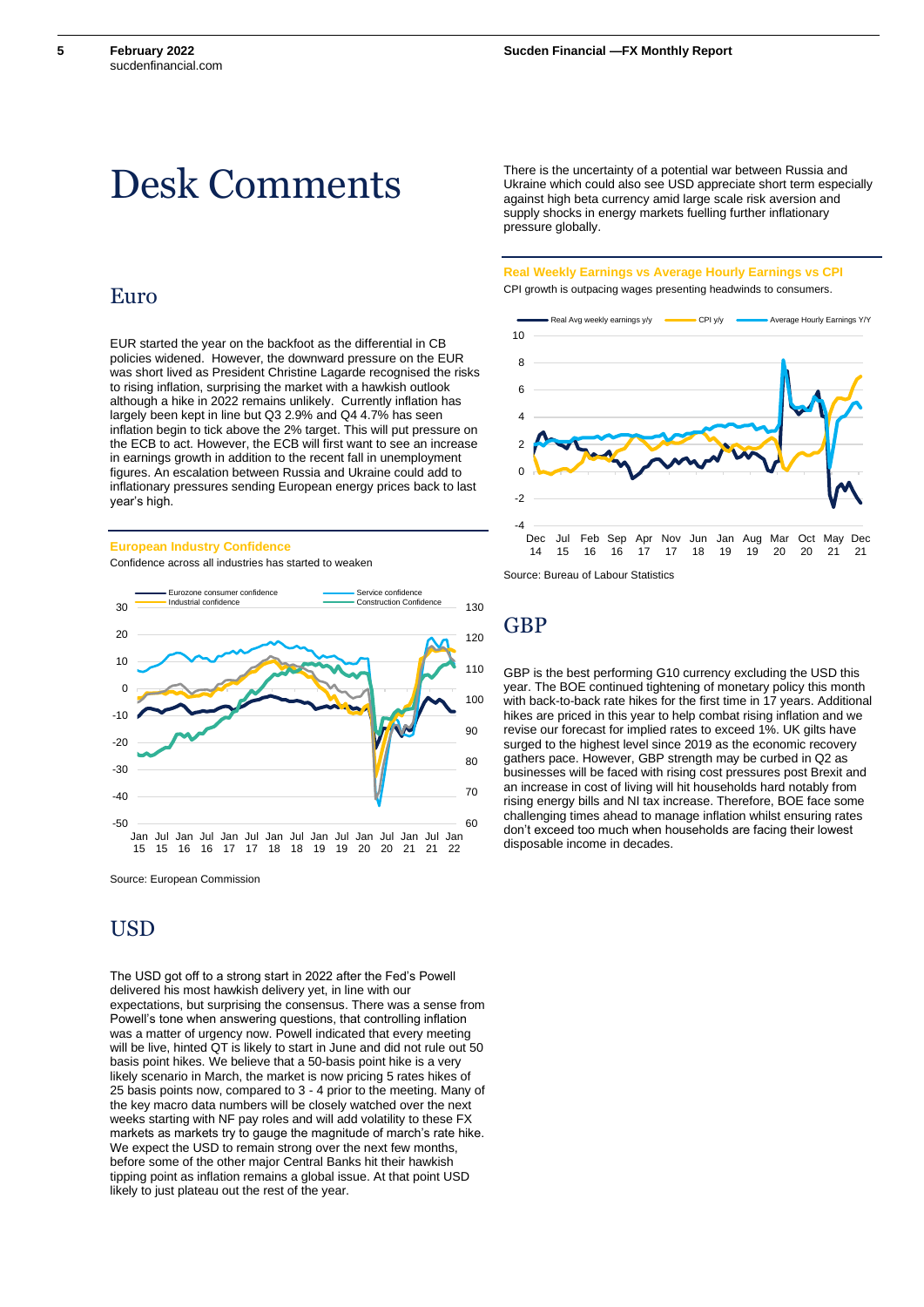# Desk Comments

## Euro

EUR started the year on the backfoot as the differential in CB policies widened. However, the downward pressure on the EUR was short lived as President Christine Lagarde recognised the risks to rising inflation, surprising the market with a hawkish outlook although a hike in 2022 remains unlikely. Currently inflation has largely been kept in line but Q3 2.9% and Q4 4.7% has seen inflation begin to tick above the 2% target. This will put pressure on the ECB to act. However, the ECB will first want to see an increase in earnings growth in addition to the recent fall in unemployment figures. An escalation between Russia and Ukraine could add to inflationary pressures sending European energy prices back to last year's high.

**European Industry Confidence**

Confidence across all industries has started to weaken

Source: European Commission

## USD

The USD got off to a strong start in 2022 after the Fed's Powell delivered his most hawkish delivery yet, in line with our expectations, but surprising the consensus. There was a sense from Powell's tone when answering questions, that controlling inflation was a matter of urgency now. Powell indicated that every meeting will be live, hinted QT is likely to start in June and did not rule out 50 basis point hikes. We believe that a 50-basis point hike is a very likely scenario in March, the market is now pricing 5 rates hikes of 25 basis points now, compared to 3 - 4 prior to the meeting. Many of the key macro data numbers will be closely watched over the next weeks starting with NF pay roles and will add volatility to these FX markets as markets try to gauge the magnitude of march's rate hike. We expect the USD to remain strong over the next few months, before some of the other major Central Banks hit their hawkish tipping point as inflation remains a global issue. At that point USD likely to just plateau out the rest of the year.

There is the uncertainty of a potential war between Russia and Ukraine which could also see USD appreciate short term especially against high beta currency amid large scale risk aversion and supply shocks in energy markets fuelling further inflationary pressure globally.

**Real Weekly Earnings vs Average Hourly Earnings vs CPI**

CPI growth is outpacing wages presenting headwinds to consumers.

Source: Bureau of Labour Statistics

## GBP

GBP is the best performing G10 currency excluding the USD this year. The BOE continued tightening of monetary policy this month with back-to-back rate hikes for the first time in 17 years. Additional hikes are priced in this year to help combat rising inflation and we revise our forecast for implied rates to exceed 1%. UK gilts have surged to the highest level since 2019 as the economic recovery gathers pace. However, GBP strength may be curbed in Q2 as businesses will be faced with rising cost pressures post Brexit and an increase in cost of living will hit households hard notably from rising energy bills and NI tax increase. Therefore, BOE face some challenging times ahead to manage inflation whilst ensuring rates don't exceed too much when households are facing their lowest disposable income in decades.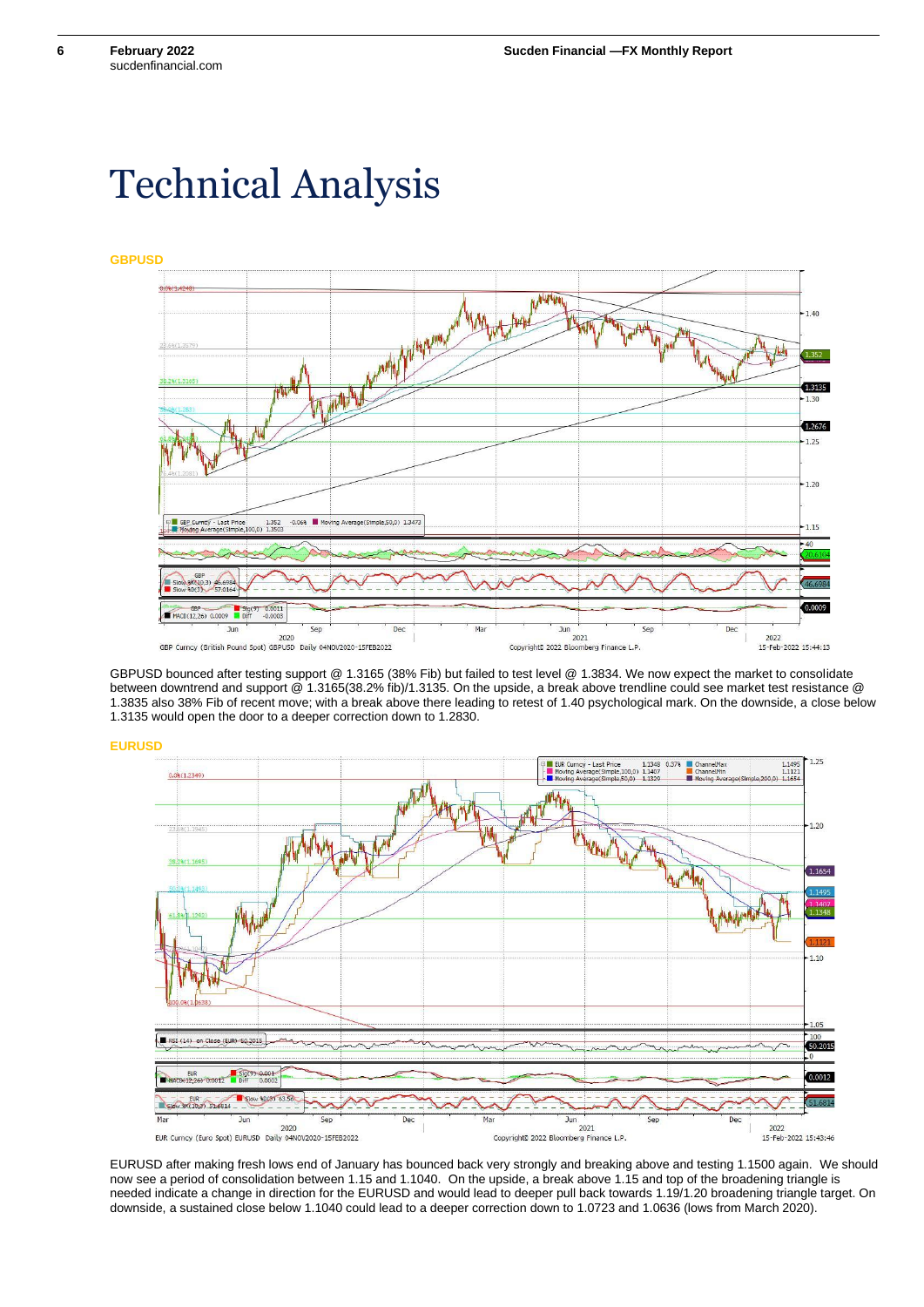# Technical Analysis

## GBPUSD

GBPUSD bounced after testing support @ 1.3165 (38% Fib) but failed to test level @ 1.3834. We now expect the market to consolidate between downtrend and support @ 1.3165(38.2% fib)/1.3135. On the upside, a break above trendline could see market test resistance @ 1.3835 also 38% Fib of recent move; with a break above there leading to retest of 1.40 psychological mark. On the downside, a close below 1.3135 would open the door to a deeper correction down to 1.2830.

## EURUSD

EURUSD after making fresh lows end of January has bounced back very strongly and breaking above and testing 1.1500 again. We should now see a period of consolidation between 1.15 and 1.1040. On the upside, a break above 1.15 and top of the broadening triangle is needed indicate a change in direction for the EURUSD and would lead to deeper pull back towards 1.19/1.20 broadening triangle target. On downside, a sustained close below 1.1040 could lead to a deeper correction down to 1.0723 and 1.0636 (lows from March 2020).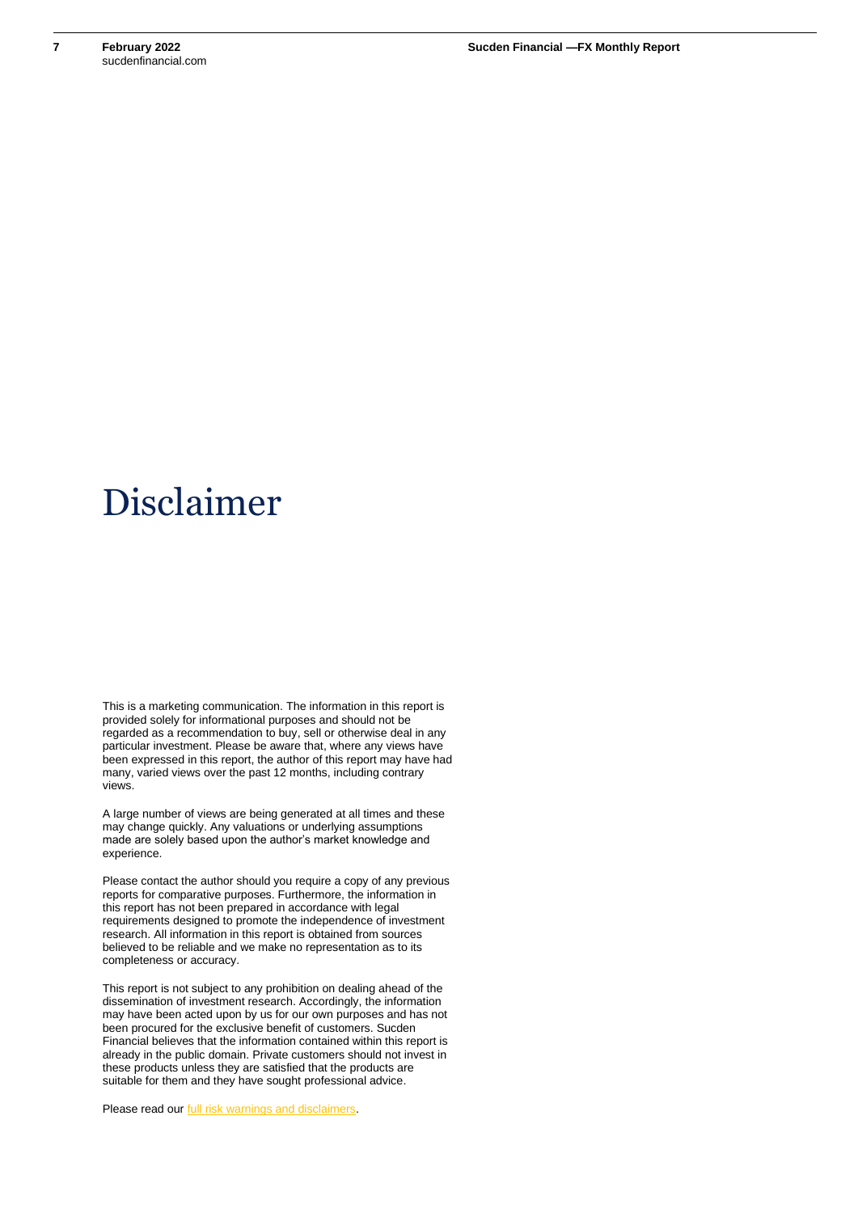# Disclaimer

This is a marketing communication. The information in this report is provided solely for informational purposes and should not be regarded as a recommendation to buy, sell or otherwise deal in any particular investment. Please be aware that, where any views have been expressed in this report, the author of this report may have had many, varied views over the past 12 months, including contrary views.

A large number of views are being generated at all times and these may change quickly. Any valuations or underlying assumptions made are solely based upon the author's market knowledge and experience.

Please contact the author should you require a copy of any previous reports for comparative purposes. Furthermore, the information in this report has not been prepared in accordance with legal requirements designed to promote the independence of investment research. All information in this report is obtained from sources believed to be reliable and we make no representation as to its completeness or accuracy.

This report is not subject to any prohibition on dealing ahead of the dissemination of investment research. Accordingly, the information may have been acted upon by us for our own purposes and has not been procured for the exclusive benefit of customers. Sucden Financial believes that the information contained within this report is already in the public domain. Private customers should not invest in these products unless they are satisfied that the products are suitable for them and they have sought professional advice.

Please read our full risk warnings and disclaimers.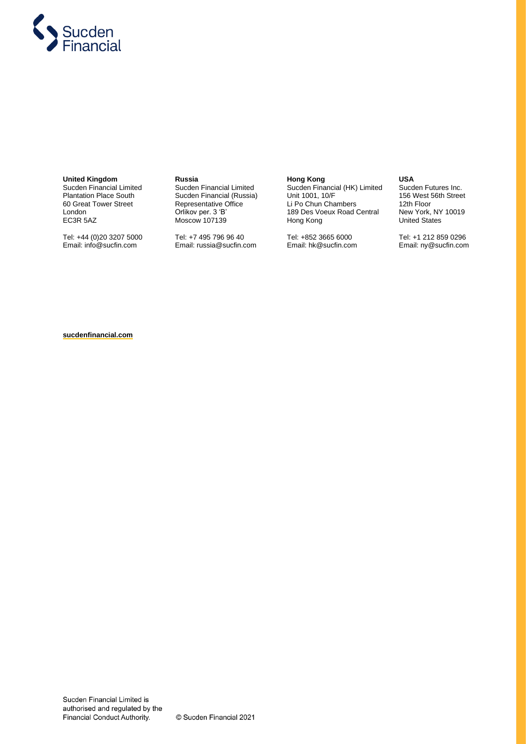Sucden Financial

**United Kingdom**
Sucden Financial Limited
Plantation Place South
60 Great Tower Street
London
EC3R 5AZ

Tel: +44 (0)20 3207 5000
Email: info@sucfin.com

**Russia**
Sucden Financial Limited
Sucden Financial (Russia)
Representative Office
Orlikov per. 3 'B'
Moscow 107139

Tel: +7 495 796 96 40
Email: russia@sucfin.com

**Hong Kong**
Sucden Financial (HK) Limited
Unit 1001, 10/F
Li Po Chun Chambers
189 Des Voeux Road Central
Hong Kong

Tel: +852 3665 6000
Email: hk@sucfin.com

**USA**
Sucden Futures Inc.
156 West 56th Street
12th Floor
New York, NY 10019
United States

Tel: +1 212 859 0296
Email: ny@sucfin.com

**sucdenfinancial.com**

Sucden Financial Limited is authorised and regulated by the Financial Conduct Authority.

© Sucden Financial 2021